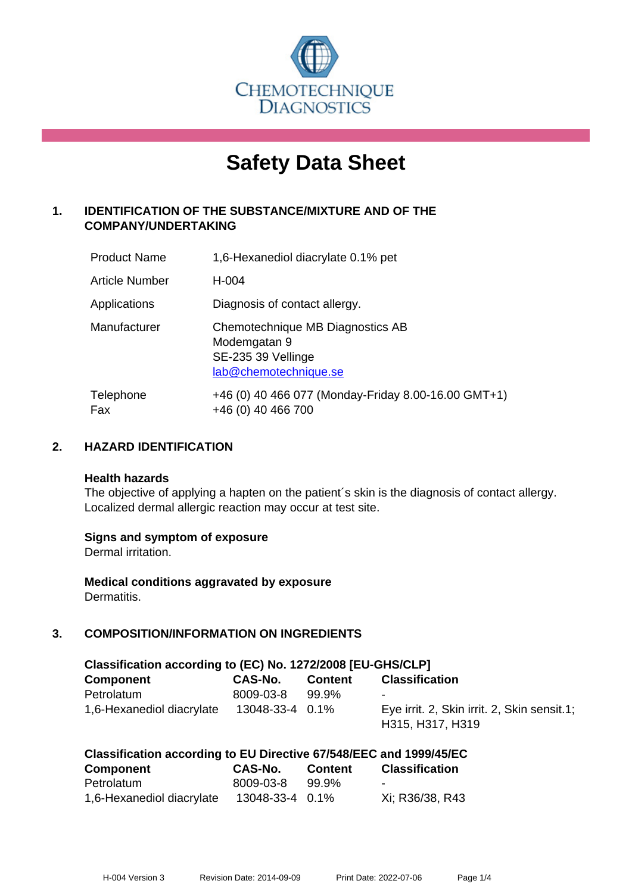CHEMOTECHNIQUE DIAGNOSTICS

# Safety Data Sheet

## 1. IDENTIFICATION OF THE SUBSTANCE/MIXTURE AND OF THE COMPANY/UNDERTAKING

| | |
|---|---|
| Product Name | 1,6-Hexanediol diacrylate 0.1% pet |
| Article Number | H-004 |
| Applications | Diagnosis of contact allergy. |
| Manufacturer | Chemotechnique MB Diagnostics AB<br>Modemgatan 9<br>SE-235 39 Vellinge<br>lab@chemotechnique.se |
| Telephone<br>Fax | +46 (0) 40 466 077 (Monday-Friday 8.00-16.00 GMT+1)<br>+46 (0) 40 466 700 |

## 2. HAZARD IDENTIFICATION

**Health hazards**

The objective of applying a hapten on the patient´s skin is the diagnosis of contact allergy. Localized dermal allergic reaction may occur at test site.

**Signs and symptom of exposure**

Dermal irritation.

**Medical conditions aggravated by exposure**

Dermatitis.

## 3. COMPOSITION/INFORMATION ON INGREDIENTS

**Classification according to (EC) No. 1272/2008 [EU-GHS/CLP]**

| Component | CAS-No. | Content | Classification |
|---|---|---|---|
| Petrolatum | 8009-03-8 | 99.9% | - |
| 1,6-Hexanediol diacrylate | 13048-33-4 | 0.1% | Eye irrit. 2, Skin irrit. 2, Skin sensit.1; H315, H317, H319 |

**Classification according to EU Directive 67/548/EEC and 1999/45/EC**

| Component | CAS-No. | Content | Classification |
|---|---|---|---|
| Petrolatum | 8009-03-8 | 99.9% | - |
| 1,6-Hexanediol diacrylate | 13048-33-4 | 0.1% | Xi; R36/38, R43 |

H-004 Version 3 Revision Date: 2014-09-09 Print Date: 2022-07-06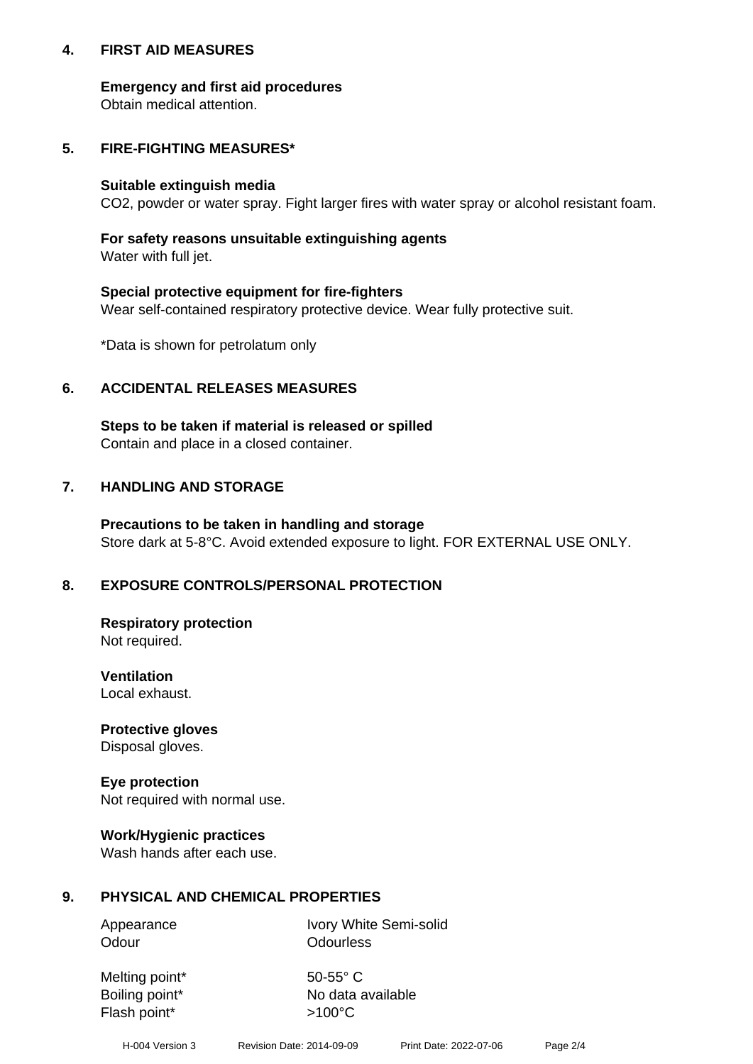## 4. FIRST AID MEASURES

**Emergency and first aid procedures**
Obtain medical attention.

## 5. FIRE-FIGHTING MEASURES*

**Suitable extinguish media**
$CO_2$, powder or water spray. Fight larger fires with water spray or alcohol resistant foam.

**For safety reasons unsuitable extinguishing agents**
Water with full jet.

**Special protective equipment for fire-fighters**
Wear self-contained respiratory protective device. Wear fully protective suit.

*Data is shown for petrolatum only

## 6. ACCIDENTAL RELEASES MEASURES

**Steps to be taken if material is released or spilled**
Contain and place in a closed container.

## 7. HANDLING AND STORAGE

**Precautions to be taken in handling and storage**
Store dark at 5-8°C. Avoid extended exposure to light. FOR EXTERNAL USE ONLY.

## 8. EXPOSURE CONTROLS/PERSONAL PROTECTION

**Respiratory protection**
Not required.

**Ventilation**
Local exhaust.

**Protective gloves**
Disposal gloves.

**Eye protection**
Not required with normal use.

**Work/Hygienic practices**
Wash hands after each use.

## 9. PHYSICAL AND CHEMICAL PROPERTIES

| | |
|---|---|
| Appearance | Ivory White Semi-solid |
| Odour | Odourless |
| Melting point* | 50-55° C |
| Boiling point* | No data available |
| Flash point* | >100°C |

H-004 Version 3 Revision Date: 2014-09-09 Print Date: 2022-07-06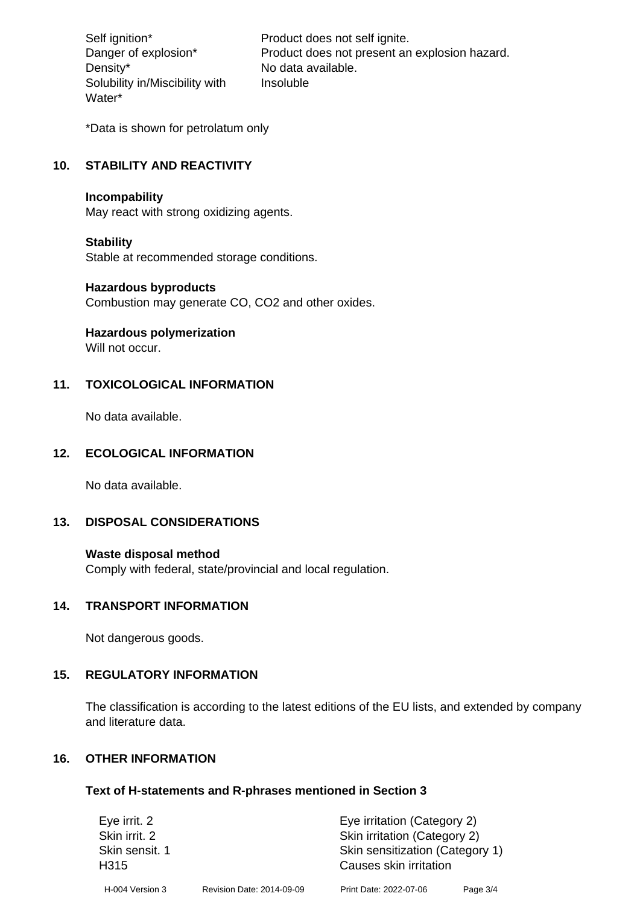| | |
|---|---|
| Self ignition* | Product does not self ignite. |
| Danger of explosion* | Product does not present an explosion hazard. |
| Density* | No data available. |
| Solubility in/Miscibility with Water* | Insoluble |

*Data is shown for petrolatum only

## 10. STABILITY AND REACTIVITY

**Incompability**
May react with strong oxidizing agents.

**Stability**
Stable at recommended storage conditions.

**Hazardous byproducts**
Combustion may generate CO, $CO_2$ and other oxides.

**Hazardous polymerization**
Will not occur.

## 11. TOXICOLOGICAL INFORMATION

No data available.

## 12. ECOLOGICAL INFORMATION

No data available.

## 13. DISPOSAL CONSIDERATIONS

**Waste disposal method**
Comply with federal, state/provincial and local regulation.

## 14. TRANSPORT INFORMATION

Not dangerous goods.

## 15. REGULATORY INFORMATION

The classification is according to the latest editions of the EU lists, and extended by company and literature data.

## 16. OTHER INFORMATION

**Text of H-statements and R-phrases mentioned in Section 3**

| | |
|---|---|
| Eye irrit. 2 | Eye irritation (Category 2) |
| Skin irrit. 2 | Skin irritation (Category 2) |
| Skin sensit. 1 | Skin sensitization (Category 1) |
| H315 | Causes skin irritation |

H-004 Version 3 Revision Date: 2014-09-09 Print Date: 2022-07-06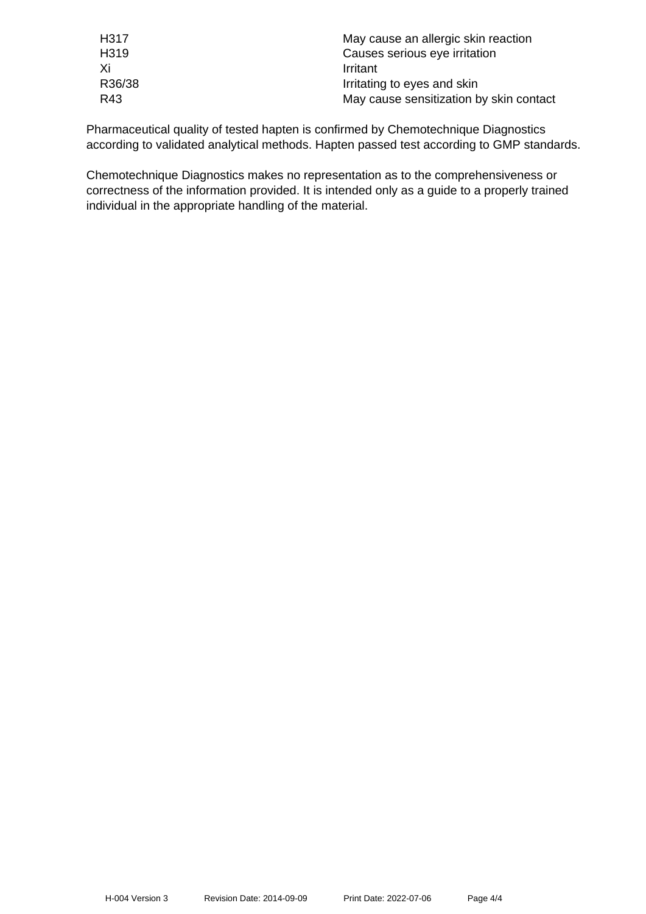| | |
|---|---|
| H317 | May cause an allergic skin reaction |
| H319 | Causes serious eye irritation |
| Xi | Irritant |
| R36/38 | Irritating to eyes and skin |
| R43 | May cause sensitization by skin contact |

Pharmaceutical quality of tested hapten is confirmed by Chemotechnique Diagnostics according to validated analytical methods. Hapten passed test according to GMP standards.

Chemotechnique Diagnostics makes no representation as to the comprehensiveness or correctness of the information provided. It is intended only as a guide to a properly trained individual in the appropriate handling of the material.